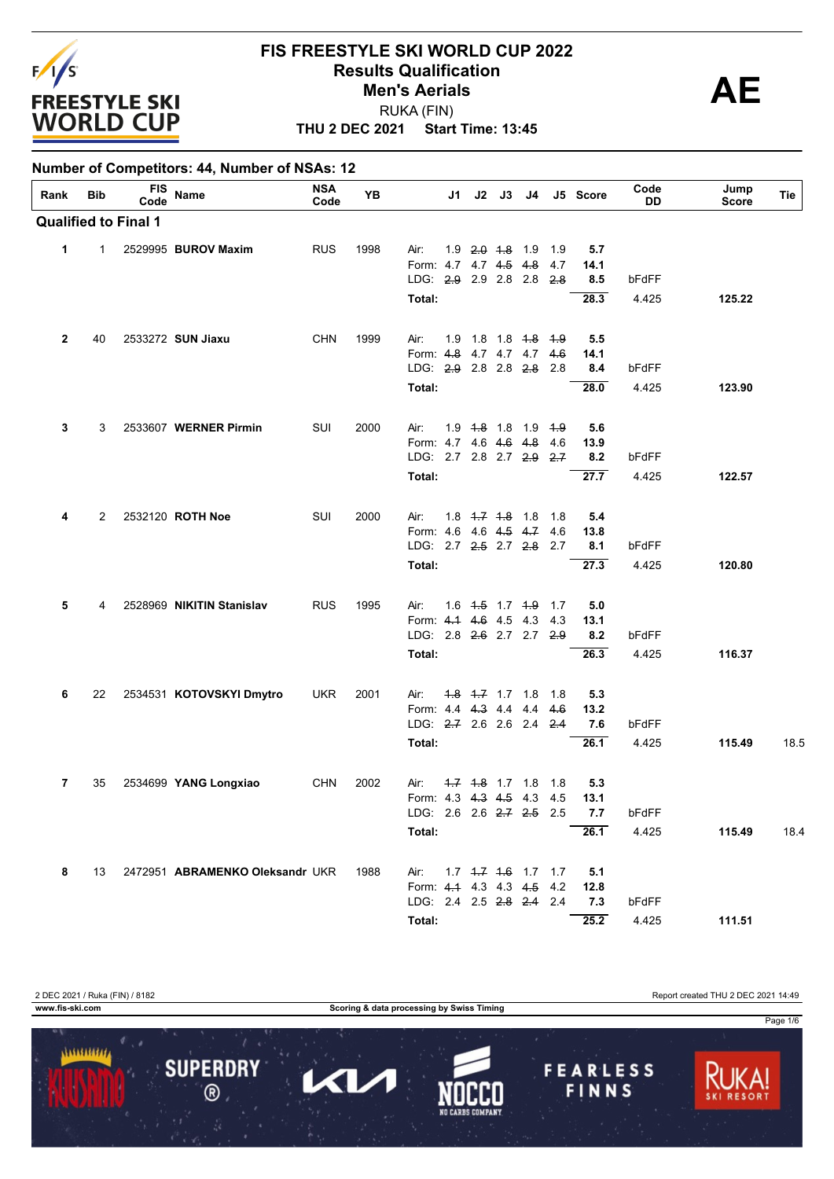# FIS FREESTYLE SKI WORLD CUP 2022

## Results Qualification

## Men's Aerials

RUKA (FIN)

**THU 2 DEC 2021 Start Time: 13:45**

**AE**

**Number of Competitors: 44, Number of NSAs: 12**

| Rank | Bib | FIS Code | Name | NSA Code | YB | | J1 | J2 | J3 | J4 | J5 | Score | Code DD | Jump Score | Tie |
|---|---|---|---|---|---|---|---|---|---|---|---|---|---|---|---|
| **Qualified to Final 1** | | | | | | | | | | | | | | | |
| **1** | 1 | 2529995 | **BUROV Maxim** | RUS | 1998 | Air: | 1.9 | ~~2.0~~ | ~~1.8~~ | 1.9 | 1.9 | **5.7** | | | |
| | | | | | | Form: | 4.7 | 4.7 | ~~4.5~~ | ~~4.8~~ | 4.7 | **14.1** | | | |
| | | | | | | LDG: | ~~2.9~~ | 2.9 | 2.8 | 2.8 | ~~2.8~~ | **8.5** | bFdFF | | |
| | | | | | | **Total:** | | | | | | **28.3** | 4.425 | **125.22** | |
| **2** | 40 | 2533272 | **SUN Jiaxu** | CHN | 1999 | Air: | 1.9 | 1.8 | 1.8 | ~~1.8~~ | ~~1.9~~ | **5.5** | | | |
| | | | | | | Form: | ~~4.8~~ | 4.7 | 4.7 | 4.7 | ~~4.6~~ | **14.1** | | | |
| | | | | | | LDG: | ~~2.9~~ | 2.8 | 2.8 | ~~2.8~~ | 2.8 | **8.4** | bFdFF | | |
| | | | | | | **Total:** | | | | | | **28.0** | 4.425 | **123.90** | |
| **3** | 3 | 2533607 | **WERNER Pirmin** | SUI | 2000 | Air: | 1.9 | ~~1.8~~ | 1.8 | 1.9 | ~~1.9~~ | **5.6** | | | |
| | | | | | | Form: | 4.7 | 4.6 | ~~4.6~~ | ~~4.8~~ | 4.6 | **13.9** | | | |
| | | | | | | LDG: | 2.7 | 2.8 | 2.7 | ~~2.9~~ | ~~2.7~~ | **8.2** | bFdFF | | |
| | | | | | | **Total:** | | | | | | **27.7** | 4.425 | **122.57** | |
| **4** | 2 | 2532120 | **ROTH Noe** | SUI | 2000 | Air: | 1.8 | ~~1.7~~ | ~~1.8~~ | 1.8 | 1.8 | **5.4** | | | |
| | | | | | | Form: | 4.6 | 4.6 | ~~4.5~~ | ~~4.7~~ | 4.6 | **13.8** | | | |
| | | | | | | LDG: | 2.7 | ~~2.5~~ | 2.7 | ~~2.8~~ | 2.7 | **8.1** | bFdFF | | |
| | | | | | | **Total:** | | | | | | **27.3** | 4.425 | **120.80** | |
| **5** | 4 | 2528969 | **NIKITIN Stanislav** | RUS | 1995 | Air: | 1.6 | ~~1.5~~ | 1.7 | ~~1.9~~ | 1.7 | **5.0** | | | |
| | | | | | | Form: | ~~4.1~~ | ~~4.6~~ | 4.5 | 4.3 | 4.3 | **13.1** | | | |
| | | | | | | LDG: | 2.8 | ~~2.6~~ | 2.7 | 2.7 | ~~2.9~~ | **8.2** | bFdFF | | |
| | | | | | | **Total:** | | | | | | **26.3** | 4.425 | **116.37** | |
| **6** | 22 | 2534531 | **KOTOVSKYI Dmytro** | UKR | 2001 | Air: | ~~1.8~~ | ~~1.7~~ | 1.7 | 1.8 | 1.8 | **5.3** | | | |
| | | | | | | Form: | 4.4 | ~~4.3~~ | 4.4 | 4.4 | ~~4.6~~ | **13.2** | | | |
| | | | | | | LDG: | ~~2.7~~ | 2.6 | 2.6 | 2.4 | ~~2.4~~ | **7.6** | bFdFF | | |
| | | | | | | **Total:** | | | | | | **26.1** | 4.425 | **115.49** | 18.5 |
| **7** | 35 | 2534699 | **YANG Longxiao** | CHN | 2002 | Air: | ~~1.7~~ | ~~1.8~~ | 1.7 | 1.8 | 1.8 | **5.3** | | | |
| | | | | | | Form: | 4.3 | ~~4.3~~ | ~~4.5~~ | 4.3 | 4.5 | **13.1** | | | |
| | | | | | | LDG: | 2.6 | 2.6 | ~~2.7~~ | ~~2.5~~ | 2.5 | **7.7** | bFdFF | | |
| | | | | | | **Total:** | | | | | | **26.1** | 4.425 | **115.49** | 18.4 |
| **8** | 13 | 2472951 | **ABRAMENKO Oleksandr** | UKR | 1988 | Air: | 1.7 | ~~1.7~~ | ~~1.6~~ | 1.7 | 1.7 | **5.1** | | | |
| | | | | | | Form: | ~~4.1~~ | 4.3 | 4.3 | ~~4.5~~ | 4.2 | **12.8** | | | |
| | | | | | | LDG: | 2.4 | 2.5 | ~~2.8~~ | ~~2.4~~ | 2.4 | **7.3** | bFdFF | | |
| | | | | | | **Total:** | | | | | | **25.2** | 4.425 | **111.51** | |

2 DEC 2021 / Ruka (FIN) / 8182 — Report created THU 2 DEC 2021 14:49

www.fis-ski.com — Scoring & data processing by Swiss Timing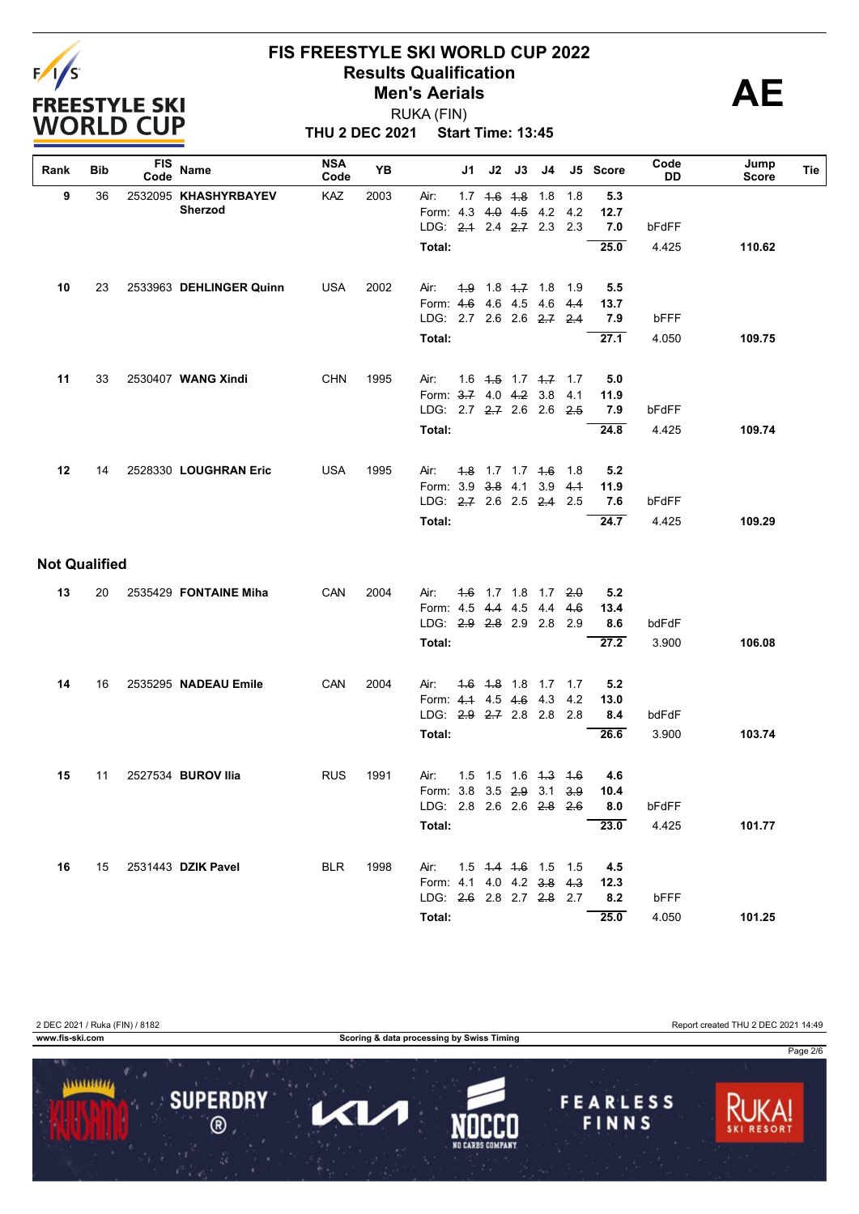# FIS FREESTYLE SKI WORLD CUP 2022

## Results Qualification

## Men's Aerials

RUKA (FIN)

**THU 2 DEC 2021 Start Time: 13:45**

**AE**

| Rank | Bib | FIS Code | Name | NSA Code | YB | | J1 | J2 | J3 | J4 | J5 | Score | Code DD | Jump Score | Tie |
|---|---|---|---|---|---|---|---|---|---|---|---|---|---|---|---|
| 9 | 36 | 2532095 | **KHASHYRBAYEV Sherzod** | KAZ | 2003 | Air: | 1.7 | ~~1.6~~ | ~~1.8~~ | 1.8 | 1.8 | 5.3 | | | |
| | | | | | | Form: | 4.3 | ~~4.0~~ | ~~4.5~~ | 4.2 | 4.2 | 12.7 | | | |
| | | | | | | LDG: | ~~2.1~~ | 2.4 | ~~2.7~~ | 2.3 | 2.3 | 7.0 | bFdFF | | |
| | | | | | | **Total:** | | | | | | **25.0** | 4.425 | **110.62** | |
| 10 | 23 | 2533963 | **DEHLINGER Quinn** | USA | 2002 | Air: | ~~1.9~~ | 1.8 | ~~1.7~~ | 1.8 | 1.9 | 5.5 | | | |
| | | | | | | Form: | ~~4.6~~ | 4.6 | 4.5 | 4.6 | ~~4.4~~ | 13.7 | | | |
| | | | | | | LDG: | 2.7 | 2.6 | 2.6 | ~~2.7~~ | ~~2.4~~ | 7.9 | bFFF | | |
| | | | | | | **Total:** | | | | | | **27.1** | 4.050 | **109.75** | |
| 11 | 33 | 2530407 | **WANG Xindi** | CHN | 1995 | Air: | 1.6 | ~~1.5~~ | 1.7 | ~~1.7~~ | 1.7 | 5.0 | | | |
| | | | | | | Form: | ~~3.7~~ | 4.0 | ~~4.2~~ | 3.8 | 4.1 | 11.9 | | | |
| | | | | | | LDG: | 2.7 | ~~2.7~~ | 2.6 | 2.6 | ~~2.5~~ | 7.9 | bFdFF | | |
| | | | | | | **Total:** | | | | | | **24.8** | 4.425 | **109.74** | |
| 12 | 14 | 2528330 | **LOUGHRAN Eric** | USA | 1995 | Air: | ~~1.8~~ | 1.7 | 1.7 | ~~1.6~~ | 1.8 | 5.2 | | | |
| | | | | | | Form: | 3.9 | ~~3.8~~ | 4.1 | 3.9 | ~~4.1~~ | 11.9 | | | |
| | | | | | | LDG: | ~~2.7~~ | 2.6 | 2.5 | ~~2.4~~ | 2.5 | 7.6 | bFdFF | | |
| | | | | | | **Total:** | | | | | | **24.7** | 4.425 | **109.29** | |

## Not Qualified

| Rank | Bib | FIS Code | Name | NSA Code | YB | | J1 | J2 | J3 | J4 | J5 | Score | Code DD | Jump Score | Tie |
|---|---|---|---|---|---|---|---|---|---|---|---|---|---|---|---|
| 13 | 20 | 2535429 | **FONTAINE Miha** | CAN | 2004 | Air: | ~~1.6~~ | 1.7 | 1.8 | 1.7 | ~~2.0~~ | 5.2 | | | |
| | | | | | | Form: | 4.5 | ~~4.4~~ | 4.5 | 4.4 | ~~4.6~~ | 13.4 | | | |
| | | | | | | LDG: | ~~2.9~~ | ~~2.8~~ | 2.9 | 2.8 | 2.9 | 8.6 | bdFdF | | |
| | | | | | | **Total:** | | | | | | **27.2** | 3.900 | **106.08** | |
| 14 | 16 | 2535295 | **NADEAU Emile** | CAN | 2004 | Air: | ~~1.6~~ | ~~1.8~~ | 1.8 | 1.7 | 1.7 | 5.2 | | | |
| | | | | | | Form: | ~~4.1~~ | 4.5 | ~~4.6~~ | 4.3 | 4.2 | 13.0 | | | |
| | | | | | | LDG: | ~~2.9~~ | ~~2.7~~ | 2.8 | 2.8 | 2.8 | 8.4 | bdFdF | | |
| | | | | | | **Total:** | | | | | | **26.6** | 3.900 | **103.74** | |
| 15 | 11 | 2527534 | **BUROV Ilia** | RUS | 1991 | Air: | 1.5 | 1.5 | 1.6 | ~~1.3~~ | ~~1.6~~ | 4.6 | | | |
| | | | | | | Form: | 3.8 | 3.5 | ~~2.9~~ | 3.1 | ~~3.9~~ | 10.4 | | | |
| | | | | | | LDG: | 2.8 | 2.6 | 2.6 | ~~2.8~~ | ~~2.6~~ | 8.0 | bFdFF | | |
| | | | | | | **Total:** | | | | | | **23.0** | 4.425 | **101.77** | |
| 16 | 15 | 2531443 | **DZIK Pavel** | BLR | 1998 | Air: | 1.5 | ~~1.4~~ | ~~1.6~~ | 1.5 | 1.5 | 4.5 | | | |
| | | | | | | Form: | 4.1 | 4.0 | 4.2 | ~~3.8~~ | ~~4.3~~ | 12.3 | | | |
| | | | | | | LDG: | ~~2.6~~ | 2.8 | 2.7 | ~~2.8~~ | 2.7 | 8.2 | bFFF | | |
| | | | | | | **Total:** | | | | | | **25.0** | 4.050 | **101.25** | |

2 DEC 2021 / Ruka (FIN) / 8182 — Report created THU 2 DEC 2021 14:49

www.fis-ski.com — Scoring & data processing by Swiss Timing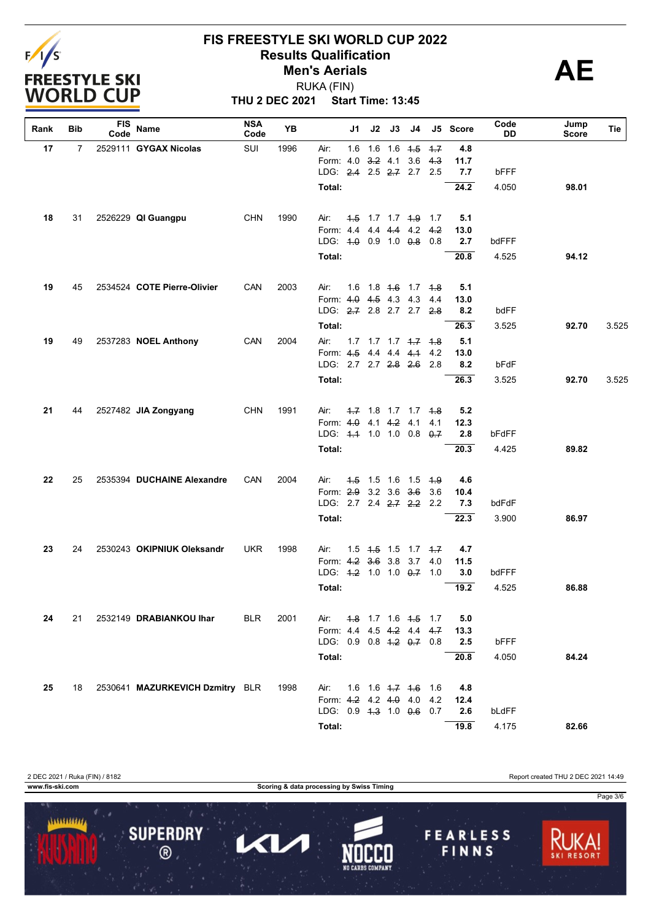# FIS FREESTYLE SKI WORLD CUP 2022

## Results Qualification

## Men's Aerials

RUKA (FIN)

**THU 2 DEC 2021 Start Time: 13:45**

**AE**

| Rank | Bib | FIS Code | Name | NSA Code | YB | | J1 | J2 | J3 | J4 | J5 | Score | Code DD | Jump Score | Tie |
|---|---|---|---|---|---|---|---|---|---|---|---|---|---|---|---|
| 17 | 7 | 2529111 | **GYGAX Nicolas** | SUI | 1996 | Air: | 1.6 | 1.6 | 1.6 | ~~1.5~~ | ~~1.7~~ | 4.8 | | | |
| | | | | | | Form: | 4.0 | ~~3.2~~ | 4.1 | 3.6 | ~~4.3~~ | 11.7 | | | |
| | | | | | | LDG: | ~~2.4~~ | 2.5 | ~~2.7~~ | 2.7 | 2.5 | 7.7 | bFFF | | |
| | | | | | | **Total:** | | | | | | **24.2** | 4.050 | **98.01** | |
| 18 | 31 | 2526229 | **QI Guangpu** | CHN | 1990 | Air: | ~~1.5~~ | 1.7 | 1.7 | ~~1.9~~ | 1.7 | 5.1 | | | |
| | | | | | | Form: | 4.4 | 4.4 | ~~4.4~~ | 4.2 | ~~4.2~~ | 13.0 | | | |
| | | | | | | LDG: | ~~1.0~~ | 0.9 | 1.0 | ~~0.8~~ | 0.8 | 2.7 | bdFFF | | |
| | | | | | | **Total:** | | | | | | **20.8** | 4.525 | **94.12** | |
| 19 | 45 | 2534524 | **COTE Pierre-Olivier** | CAN | 2003 | Air: | 1.6 | 1.8 | ~~1.6~~ | 1.7 | ~~1.8~~ | 5.1 | | | |
| | | | | | | Form: | ~~4.0~~ | ~~4.5~~ | 4.3 | 4.3 | 4.4 | 13.0 | | | |
| | | | | | | LDG: | ~~2.7~~ | 2.8 | 2.7 | 2.7 | ~~2.8~~ | 8.2 | bdFF | | |
| | | | | | | **Total:** | | | | | | **26.3** | 3.525 | **92.70** | 3.525 |
| 19 | 49 | 2537283 | **NOEL Anthony** | CAN | 2004 | Air: | 1.7 | 1.7 | 1.7 | ~~1.7~~ | ~~1.8~~ | 5.1 | | | |
| | | | | | | Form: | ~~4.5~~ | 4.4 | 4.4 | ~~4.1~~ | 4.2 | 13.0 | | | |
| | | | | | | LDG: | 2.7 | 2.7 | ~~2.8~~ | ~~2.6~~ | 2.8 | 8.2 | bFdF | | |
| | | | | | | **Total:** | | | | | | **26.3** | 3.525 | **92.70** | 3.525 |
| 21 | 44 | 2527482 | **JIA Zongyang** | CHN | 1991 | Air: | ~~1.7~~ | 1.8 | 1.7 | 1.7 | ~~1.8~~ | 5.2 | | | |
| | | | | | | Form: | ~~4.0~~ | 4.1 | ~~4.2~~ | 4.1 | 4.1 | 12.3 | | | |
| | | | | | | LDG: | ~~1.1~~ | 1.0 | 1.0 | 0.8 | ~~0.7~~ | 2.8 | bFdFF | | |
| | | | | | | **Total:** | | | | | | **20.3** | 4.425 | **89.82** | |
| 22 | 25 | 2535394 | **DUCHAINE Alexandre** | CAN | 2004 | Air: | ~~1.5~~ | 1.5 | 1.6 | 1.5 | ~~1.9~~ | 4.6 | | | |
| | | | | | | Form: | ~~2.9~~ | 3.2 | 3.6 | ~~3.6~~ | 3.6 | 10.4 | | | |
| | | | | | | LDG: | 2.7 | 2.4 | ~~2.7~~ | ~~2.2~~ | 2.2 | 7.3 | bdFdF | | |
| | | | | | | **Total:** | | | | | | **22.3** | 3.900 | **86.97** | |
| 23 | 24 | 2530243 | **OKIPNIUK Oleksandr** | UKR | 1998 | Air: | 1.5 | ~~1.5~~ | 1.5 | 1.7 | ~~1.7~~ | 4.7 | | | |
| | | | | | | Form: | ~~4.2~~ | ~~3.6~~ | 3.8 | 3.7 | 4.0 | 11.5 | | | |
| | | | | | | LDG: | ~~1.2~~ | 1.0 | 1.0 | ~~0.7~~ | 1.0 | 3.0 | bdFFF | | |
| | | | | | | **Total:** | | | | | | **19.2** | 4.525 | **86.88** | |
| 24 | 21 | 2532149 | **DRABIANKOU Ihar** | BLR | 2001 | Air: | ~~1.8~~ | 1.7 | 1.6 | ~~1.5~~ | 1.7 | 5.0 | | | |
| | | | | | | Form: | 4.4 | 4.5 | ~~4.2~~ | 4.4 | ~~4.7~~ | 13.3 | | | |
| | | | | | | LDG: | 0.9 | 0.8 | ~~1.2~~ | ~~0.7~~ | 0.8 | 2.5 | bFFF | | |
| | | | | | | **Total:** | | | | | | **20.8** | 4.050 | **84.24** | |
| 25 | 18 | 2530641 | **MAZURKEVICH Dzmitry** | BLR | 1998 | Air: | 1.6 | 1.6 | ~~1.7~~ | ~~1.6~~ | 1.6 | 4.8 | | | |
| | | | | | | Form: | ~~4.2~~ | 4.2 | ~~4.0~~ | 4.0 | 4.2 | 12.4 | | | |
| | | | | | | LDG: | 0.9 | ~~1.3~~ | 1.0 | ~~0.6~~ | 0.7 | 2.6 | bLdFF | | |
| | | | | | | **Total:** | | | | | | **19.8** | 4.175 | **82.66** | |

2 DEC 2021 / Ruka (FIN) / 8182 — Report created THU 2 DEC 2021 14:49

www.fis-ski.com — Scoring & data processing by Swiss Timing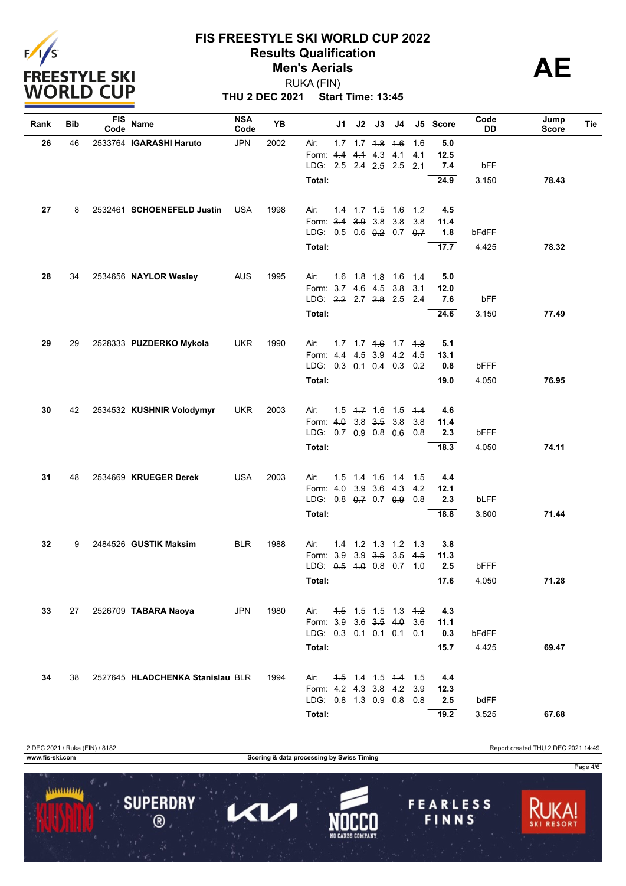# FIS FREESTYLE SKI WORLD CUP 2022

## Results Qualification

## Men's Aerials

RUKA (FIN)

**THU 2 DEC 2021 Start Time: 13:45**

**AE**

| Rank | Bib | FIS Code | Name | NSA Code | YB | | J1 | J2 | J3 | J4 | J5 | Score | Code DD | Jump Score | Tie |
|---|---|---|---|---|---|---|---|---|---|---|---|---|---|---|---|
| 26 | 46 | 2533764 | IGARASHI Haruto | JPN | 2002 | Air: | 1.7 | 1.7 | ~~1.8~~ | ~~1.6~~ | 1.6 | 5.0 | | | |
| | | | | | | Form: | ~~4.4~~ | ~~4.1~~ | 4.3 | 4.1 | 4.1 | 12.5 | | | |
| | | | | | | LDG: | 2.5 | 2.4 | ~~2.5~~ | 2.5 | ~~2.1~~ | 7.4 | bFF | | |
| | | | | | | Total: | | | | | | 24.9 | 3.150 | 78.43 | |
| 27 | 8 | 2532461 | SCHOENEFELD Justin | USA | 1998 | Air: | 1.4 | ~~1.7~~ | 1.5 | 1.6 | ~~1.2~~ | 4.5 | | | |
| | | | | | | Form: | ~~3.4~~ | ~~3.9~~ | 3.8 | 3.8 | 3.8 | 11.4 | | | |
| | | | | | | LDG: | 0.5 | 0.6 | ~~0.2~~ | 0.7 | ~~0.7~~ | 1.8 | bFdFF | | |
| | | | | | | Total: | | | | | | 17.7 | 4.425 | 78.32 | |
| 28 | 34 | 2534656 | NAYLOR Wesley | AUS | 1995 | Air: | 1.6 | 1.8 | ~~1.8~~ | 1.6 | ~~1.4~~ | 5.0 | | | |
| | | | | | | Form: | 3.7 | ~~4.6~~ | 4.5 | 3.8 | ~~3.1~~ | 12.0 | | | |
| | | | | | | LDG: | ~~2.2~~ | 2.7 | ~~2.8~~ | 2.5 | 2.4 | 7.6 | bFF | | |
| | | | | | | Total: | | | | | | 24.6 | 3.150 | 77.49 | |
| 29 | 29 | 2528333 | PUZDERKO Mykola | UKR | 1990 | Air: | 1.7 | 1.7 | ~~1.6~~ | 1.7 | ~~1.8~~ | 5.1 | | | |
| | | | | | | Form: | 4.4 | 4.5 | ~~3.9~~ | 4.2 | ~~4.5~~ | 13.1 | | | |
| | | | | | | LDG: | 0.3 | ~~0.1~~ | ~~0.4~~ | 0.3 | 0.2 | 0.8 | bFFF | | |
| | | | | | | Total: | | | | | | 19.0 | 4.050 | 76.95 | |
| 30 | 42 | 2534532 | KUSHNIR Volodymyr | UKR | 2003 | Air: | 1.5 | ~~1.7~~ | 1.6 | 1.5 | ~~1.4~~ | 4.6 | | | |
| | | | | | | Form: | ~~4.0~~ | 3.8 | ~~3.5~~ | 3.8 | 3.8 | 11.4 | | | |
| | | | | | | LDG: | 0.7 | ~~0.9~~ | 0.8 | ~~0.6~~ | 0.8 | 2.3 | bFFF | | |
| | | | | | | Total: | | | | | | 18.3 | 4.050 | 74.11 | |
| 31 | 48 | 2534669 | KRUEGER Derek | USA | 2003 | Air: | 1.5 | ~~1.4~~ | ~~1.6~~ | 1.4 | 1.5 | 4.4 | | | |
| | | | | | | Form: | 4.0 | 3.9 | ~~3.6~~ | ~~4.3~~ | 4.2 | 12.1 | | | |
| | | | | | | LDG: | 0.8 | ~~0.7~~ | 0.7 | ~~0.9~~ | 0.8 | 2.3 | bLFF | | |
| | | | | | | Total: | | | | | | 18.8 | 3.800 | 71.44 | |
| 32 | 9 | 2484526 | GUSTIK Maksim | BLR | 1988 | Air: | ~~1.1~~ | 1.2 | 1.3 | ~~1.2~~ | 1.3 | 3.8 | | | |
| | | | | | | Form: | 3.9 | 3.9 | ~~3.5~~ | 3.5 | ~~4.5~~ | 11.3 | | | |
| | | | | | | LDG: | ~~0.5~~ | ~~1.0~~ | 0.8 | 0.7 | 1.0 | 2.5 | bFFF | | |
| | | | | | | Total: | | | | | | 17.6 | 4.050 | 71.28 | |
| 33 | 27 | 2526709 | TABARA Naoya | JPN | 1980 | Air: | ~~1.5~~ | 1.5 | 1.5 | 1.3 | ~~1.2~~ | 4.3 | | | |
| | | | | | | Form: | 3.9 | 3.6 | ~~3.5~~ | ~~4.0~~ | 3.6 | 11.1 | | | |
| | | | | | | LDG: | ~~0.3~~ | 0.1 | 0.1 | ~~0.1~~ | 0.1 | 0.3 | bFdFF | | |
| | | | | | | Total: | | | | | | 15.7 | 4.425 | 69.47 | |
| 34 | 38 | 2527645 | HLADCHENKA Stanislau | BLR | 1994 | Air: | ~~1.5~~ | 1.4 | 1.5 | ~~1.4~~ | 1.5 | 4.4 | | | |
| | | | | | | Form: | 4.2 | ~~4.3~~ | ~~3.8~~ | 4.2 | 3.9 | 12.3 | | | |
| | | | | | | LDG: | 0.8 | ~~1.3~~ | 0.9 | ~~0.8~~ | 0.8 | 2.5 | bdFF | | |
| | | | | | | Total: | | | | | | 19.2 | 3.525 | 67.68 | |

2 DEC 2021 / Ruka (FIN) / 8182

Report created THU 2 DEC 2021 14:49

www.fis-ski.com

Scoring & data processing by Swiss Timing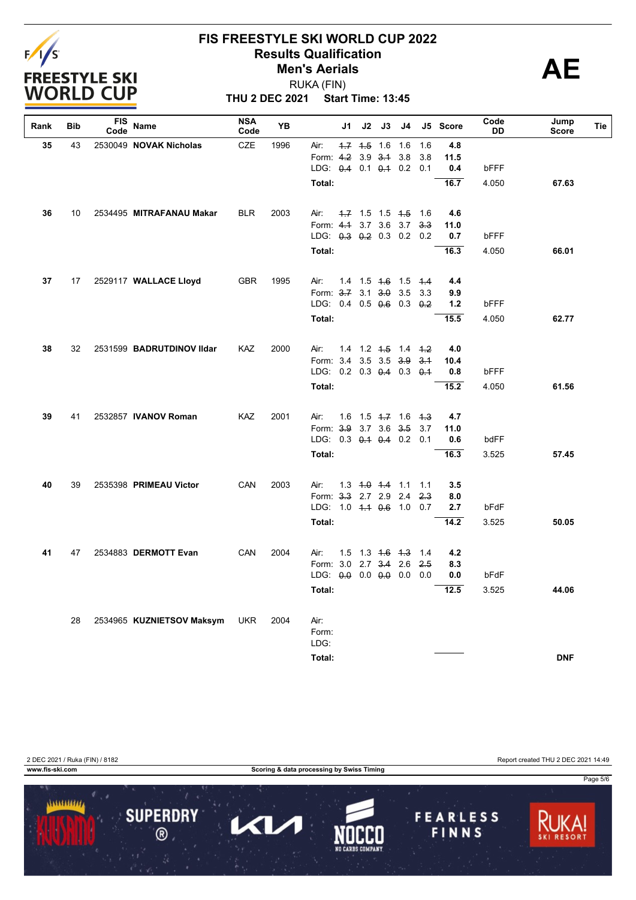# FIS FREESTYLE SKI WORLD CUP 2022

## Results Qualification

## Men's Aerials

RUKA (FIN)

**THU 2 DEC 2021 Start Time: 13:45**

**AE**

| Rank | Bib | FIS Code | Name | NSA Code | YB | | J1 | J2 | J3 | J4 | J5 | Score | Code DD | Jump Score | Tie |
|---|---|---|---|---|---|---|---|---|---|---|---|---|---|---|---|
| 35 | 43 | 2530049 | **NOVAK Nicholas** | CZE | 1996 | Air: | ~~1.7~~ | ~~1.5~~ | 1.6 | 1.6 | 1.6 | **4.8** | | | |
| | | | | | | Form: | ~~4.2~~ | 3.9 | ~~3.1~~ | 3.8 | 3.8 | **11.5** | | | |
| | | | | | | LDG: | ~~0.4~~ | 0.1 | ~~0.1~~ | 0.2 | 0.1 | **0.4** | bFFF | | |
| | | | | | | **Total:** | | | | | | **16.7** | 4.050 | **67.63** | |
| 36 | 10 | 2534495 | **MITRAFANAU Makar** | BLR | 2003 | Air: | ~~1.7~~ | 1.5 | 1.5 | ~~1.5~~ | 1.6 | **4.6** | | | |
| | | | | | | Form: | ~~4.1~~ | 3.7 | 3.6 | 3.7 | ~~3.3~~ | **11.0** | | | |
| | | | | | | LDG: | ~~0.3~~ | ~~0.2~~ | 0.3 | 0.2 | 0.2 | **0.7** | bFFF | | |
| | | | | | | **Total:** | | | | | | **16.3** | 4.050 | **66.01** | |
| 37 | 17 | 2529117 | **WALLACE Lloyd** | GBR | 1995 | Air: | 1.4 | 1.5 | ~~1.6~~ | 1.5 | ~~1.4~~ | **4.4** | | | |
| | | | | | | Form: | ~~3.7~~ | 3.1 | ~~3.0~~ | 3.5 | 3.3 | **9.9** | | | |
| | | | | | | LDG: | 0.4 | 0.5 | ~~0.6~~ | 0.3 | ~~0.2~~ | **1.2** | bFFF | | |
| | | | | | | **Total:** | | | | | | **15.5** | 4.050 | **62.77** | |
| 38 | 32 | 2531599 | **BADRUTDINOV Ildar** | KAZ | 2000 | Air: | 1.4 | 1.2 | ~~1.5~~ | 1.4 | ~~1.2~~ | **4.0** | | | |
| | | | | | | Form: | 3.4 | 3.5 | 3.5 | ~~3.9~~ | ~~3.1~~ | **10.4** | | | |
| | | | | | | LDG: | 0.2 | 0.3 | ~~0.4~~ | 0.3 | ~~0.1~~ | **0.8** | bFFF | | |
| | | | | | | **Total:** | | | | | | **15.2** | 4.050 | **61.56** | |
| 39 | 41 | 2532857 | **IVANOV Roman** | KAZ | 2001 | Air: | 1.6 | 1.5 | ~~1.7~~ | 1.6 | ~~1.3~~ | **4.7** | | | |
| | | | | | | Form: | ~~3.9~~ | 3.7 | 3.6 | ~~3.5~~ | 3.7 | **11.0** | | | |
| | | | | | | LDG: | 0.3 | ~~0.1~~ | ~~0.4~~ | 0.2 | 0.1 | **0.6** | bdFF | | |
| | | | | | | **Total:** | | | | | | **16.3** | 3.525 | **57.45** | |
| 40 | 39 | 2535398 | **PRIMEAU Victor** | CAN | 2003 | Air: | 1.3 | ~~1.0~~ | ~~1.4~~ | 1.1 | 1.1 | **3.5** | | | |
| | | | | | | Form: | ~~3.3~~ | 2.7 | 2.9 | 2.4 | ~~2.3~~ | **8.0** | | | |
| | | | | | | LDG: | 1.0 | ~~1.1~~ | ~~0.6~~ | 1.0 | 0.7 | **2.7** | bFdF | | |
| | | | | | | **Total:** | | | | | | **14.2** | 3.525 | **50.05** | |
| 41 | 47 | 2534883 | **DERMOTT Evan** | CAN | 2004 | Air: | 1.5 | 1.3 | ~~1.6~~ | ~~1.3~~ | 1.4 | **4.2** | | | |
| | | | | | | Form: | 3.0 | 2.7 | ~~3.4~~ | 2.6 | ~~2.5~~ | **8.3** | | | |
| | | | | | | LDG: | ~~0.0~~ | 0.0 | ~~0.0~~ | 0.0 | 0.0 | **0.0** | bFdF | | |
| | | | | | | **Total:** | | | | | | **12.5** | 3.525 | **44.06** | |
| | 28 | 2534965 | **KUZNIETSOV Maksym** | UKR | 2004 | Air: | | | | | | | | | |
| | | | | | | Form: | | | | | | | | | |
| | | | | | | LDG: | | | | | | | | | |
| | | | | | | **Total:** | | | | | | | | **DNF** | |

2 DEC 2021 / Ruka (FIN) / 8182

Report created THU 2 DEC 2021 14:49

www.fis-ski.com

Scoring & data processing by Swiss Timing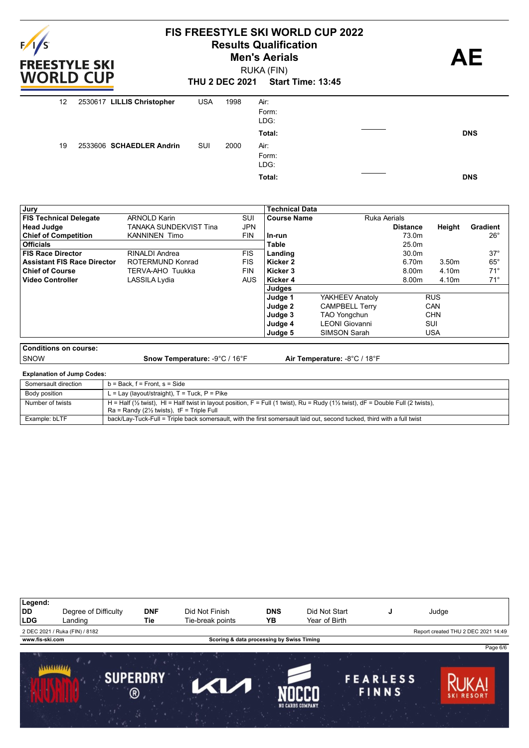# FIS FREESTYLE SKI WORLD CUP 2022

## Results Qualification

## Men's Aerials

RUKA (FIN)

**THU 2 DEC 2021 Start Time: 13:45**

**AE**

| | | | | | | | |
|---|---|---|---|---|---|---|---|
| 12 | 2530617 | **LILLIS Christopher** | USA | 1998 | Air: | | |
| | | | | | Form: | | |
| | | | | | LDG: | | |
| | | | | | **Total:** | | **DNS** |
| 19 | 2533606 | **SCHAEDLER Andrin** | SUI | 2000 | Air: | | |
| | | | | | Form: | | |
| | | | | | LDG: | | |
| | | | | | **Total:** | | **DNS** |

| **Jury** | | |
|---|---|---|
| **FIS Technical Delegate** | ARNOLD Karin | SUI |
| **Head Judge** | TANAKA SUNDEKVIST Tina | JPN |
| **Chief of Competition** | KANNINEN Timo | FIN |
| **Officials** | | |
| **FIS Race Director** | RINALDI Andrea | FIS |
| **Assistant FIS Race Director** | ROTERMUND Konrad | FIS |
| **Chief of Course** | TERVA-AHO Tuukka | FIN |
| **Video Controller** | LASSILA Lydia | AUS |

| **Technical Data** | | | |
|---|---|---|---|
| **Course Name** | Ruka Aerials | | |
| | **Distance** | **Height** | **Gradient** |
| **In-run** | 73.0m | | 26° |
| **Table** | 25.0m | | |
| **Landing** | 30.0m | | 37° |
| **Kicker 2** | 6.70m | 3.50m | 65° |
| **Kicker 3** | 8.00m | 4.10m | 71° |
| **Kicker 4** | 8.00m | 4.10m | 71° |

| **Judges** | | |
|---|---|---|
| **Judge 1** | YAKHEEV Anatoly | RUS |
| **Judge 2** | CAMPBELL Terry | CAN |
| **Judge 3** | TAO Yongchun | CHN |
| **Judge 4** | LEONI Giovanni | SUI |
| **Judge 5** | SIMSON Sarah | USA |

**Conditions on course:**

SNOW **Snow Temperature:** -9°C / 16°F **Air Temperature:** -8°C / 18°F

**Explanation of Jump Codes:**

| | |
|---|---|
| Somersault direction | b = Back, f = Front, s = Side |
| Body position | L = Lay (layout/straight), T = Tuck, P = Pike |
| Number of twists | H = Half (½ twist), Hl = Half twist in layout position, F = Full (1 twist), Ru = Rudy (1½ twist), dF = Double Full (2 twists), Ra = Randy (2½ twists), tF = Triple Full |
| Example: bLTF | back/Lay-Tuck-Full = Triple back somersault, with the first somersault laid out, second tucked, third with a full twist |

| **Legend:** | | | | | | | |
|---|---|---|---|---|---|---|---|
| **DD** | Degree of Difficulty | **DNF** | Did Not Finish | **DNS** | Did Not Start | **J** | Judge |
| **LDG** | Landing | **Tie** | Tie-break points | **YB** | Year of Birth | | |

2 DEC 2021 / Ruka (FIN) / 8182 Report created THU 2 DEC 2021 14:49

www.fis-ski.com Scoring & data processing by Swiss Timing